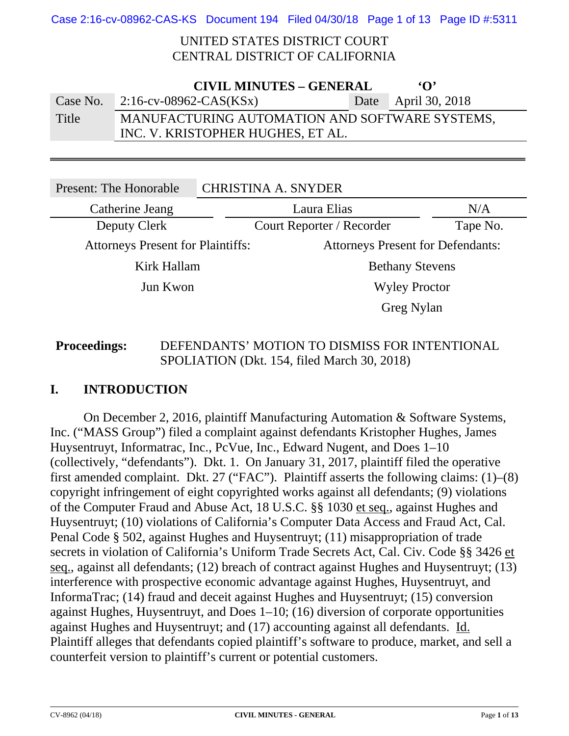UNITED STATES DISTRICT COURT
CENTRAL DISTRICT OF CALIFORNIA

**CIVIL MINUTES – GENERAL** **'O'**

| Case No. | 2:16-cv-08962-CAS(KSx) | Date | April 30, 2018 |
|---|---|---|---|
| Title | MANUFACTURING AUTOMATION AND SOFTWARE SYSTEMS, INC. V. KRISTOPHER HUGHES, ET AL. | | |

| Present: The Honorable | CHRISTINA A. SNYDER | |
|---|---|---|
| Catherine Jeang | Laura Elias | N/A |
| Deputy Clerk | Court Reporter / Recorder | Tape No. |

| Attorneys Present for Plaintiffs: | Attorneys Present for Defendants: |
|---|---|
| Kirk Hallam | Bethany Stevens |
| Jun Kwon | Wyley Proctor |
| | Greg Nylan |

**Proceedings:** DEFENDANTS' MOTION TO DISMISS FOR INTENTIONAL SPOLIATION (Dkt. 154, filed March 30, 2018)

## I. INTRODUCTION

On December 2, 2016, plaintiff Manufacturing Automation & Software Systems, Inc. ("MASS Group") filed a complaint against defendants Kristopher Hughes, James Huysentruyt, Informatrac, Inc., PcVue, Inc., Edward Nugent, and Does 1–10 (collectively, "defendants"). Dkt. 1. On January 31, 2017, plaintiff filed the operative first amended complaint. Dkt. 27 ("FAC"). Plaintiff asserts the following claims: (1)–(8) copyright infringement of eight copyrighted works against all defendants; (9) violations of the Computer Fraud and Abuse Act, 18 U.S.C. §§ 1030 et seq., against Hughes and Huysentruyt; (10) violations of California's Computer Data Access and Fraud Act, Cal. Penal Code § 502, against Hughes and Huysentruyt; (11) misappropriation of trade secrets in violation of California's Uniform Trade Secrets Act, Cal. Civ. Code §§ 3426 et seq., against all defendants; (12) breach of contract against Hughes and Huysentruyt; (13) interference with prospective economic advantage against Hughes, Huysentruyt, and InformaTrac; (14) fraud and deceit against Hughes and Huysentruyt; (15) conversion against Hughes, Huysentruyt, and Does 1–10; (16) diversion of corporate opportunities against Hughes and Huysentruyt; and (17) accounting against all defendants. Id. Plaintiff alleges that defendants copied plaintiff's software to produce, market, and sell a counterfeit version to plaintiff's current or potential customers.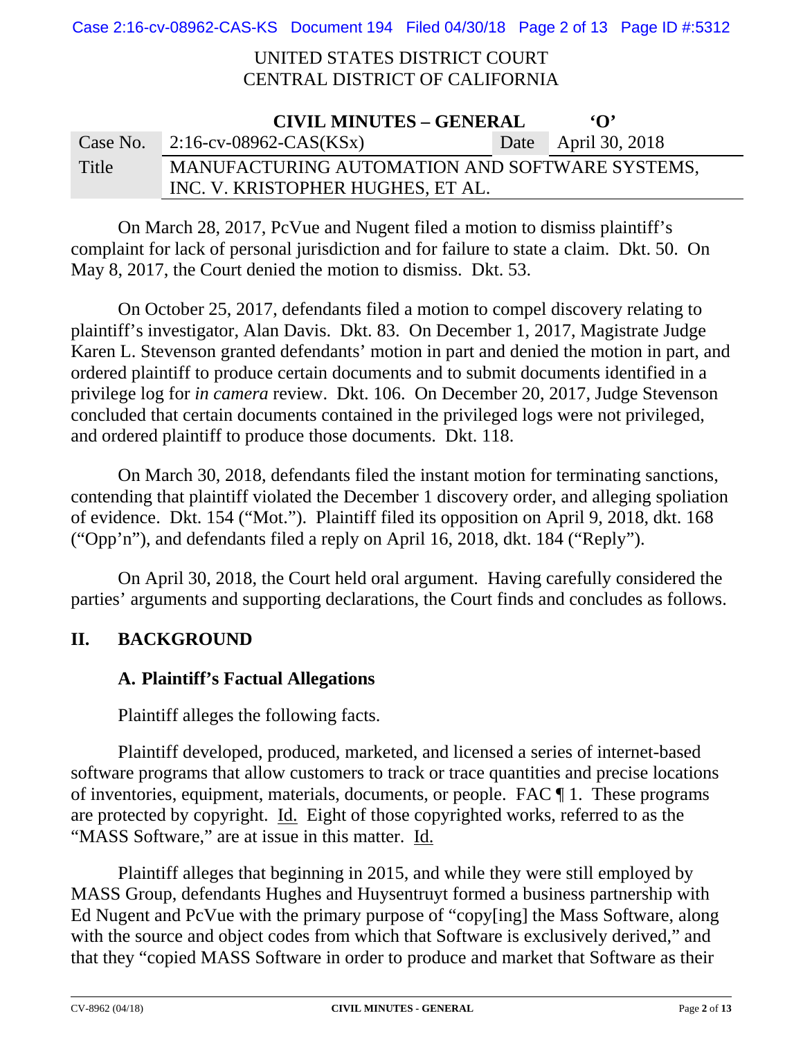On March 28, 2017, PcVue and Nugent filed a motion to dismiss plaintiff's complaint for lack of personal jurisdiction and for failure to state a claim. Dkt. 50. On May 8, 2017, the Court denied the motion to dismiss. Dkt. 53.

On October 25, 2017, defendants filed a motion to compel discovery relating to plaintiff's investigator, Alan Davis. Dkt. 83. On December 1, 2017, Magistrate Judge Karen L. Stevenson granted defendants' motion in part and denied the motion in part, and ordered plaintiff to produce certain documents and to submit documents identified in a privilege log for *in camera* review. Dkt. 106. On December 20, 2017, Judge Stevenson concluded that certain documents contained in the privileged logs were not privileged, and ordered plaintiff to produce those documents. Dkt. 118.

On March 30, 2018, defendants filed the instant motion for terminating sanctions, contending that plaintiff violated the December 1 discovery order, and alleging spoliation of evidence. Dkt. 154 ("Mot."). Plaintiff filed its opposition on April 9, 2018, dkt. 168 ("Opp'n"), and defendants filed a reply on April 16, 2018, dkt. 184 ("Reply").

On April 30, 2018, the Court held oral argument. Having carefully considered the parties' arguments and supporting declarations, the Court finds and concludes as follows.

## II. BACKGROUND

### A. Plaintiff's Factual Allegations

Plaintiff alleges the following facts.

Plaintiff developed, produced, marketed, and licensed a series of internet-based software programs that allow customers to track or trace quantities and precise locations of inventories, equipment, materials, documents, or people. FAC ¶ 1. These programs are protected by copyright. Id. Eight of those copyrighted works, referred to as the "MASS Software," are at issue in this matter. Id.

Plaintiff alleges that beginning in 2015, and while they were still employed by MASS Group, defendants Hughes and Huysentruyt formed a business partnership with Ed Nugent and PcVue with the primary purpose of "copy[ing] the Mass Software, along with the source and object codes from which that Software is exclusively derived," and that they "copied MASS Software in order to produce and market that Software as their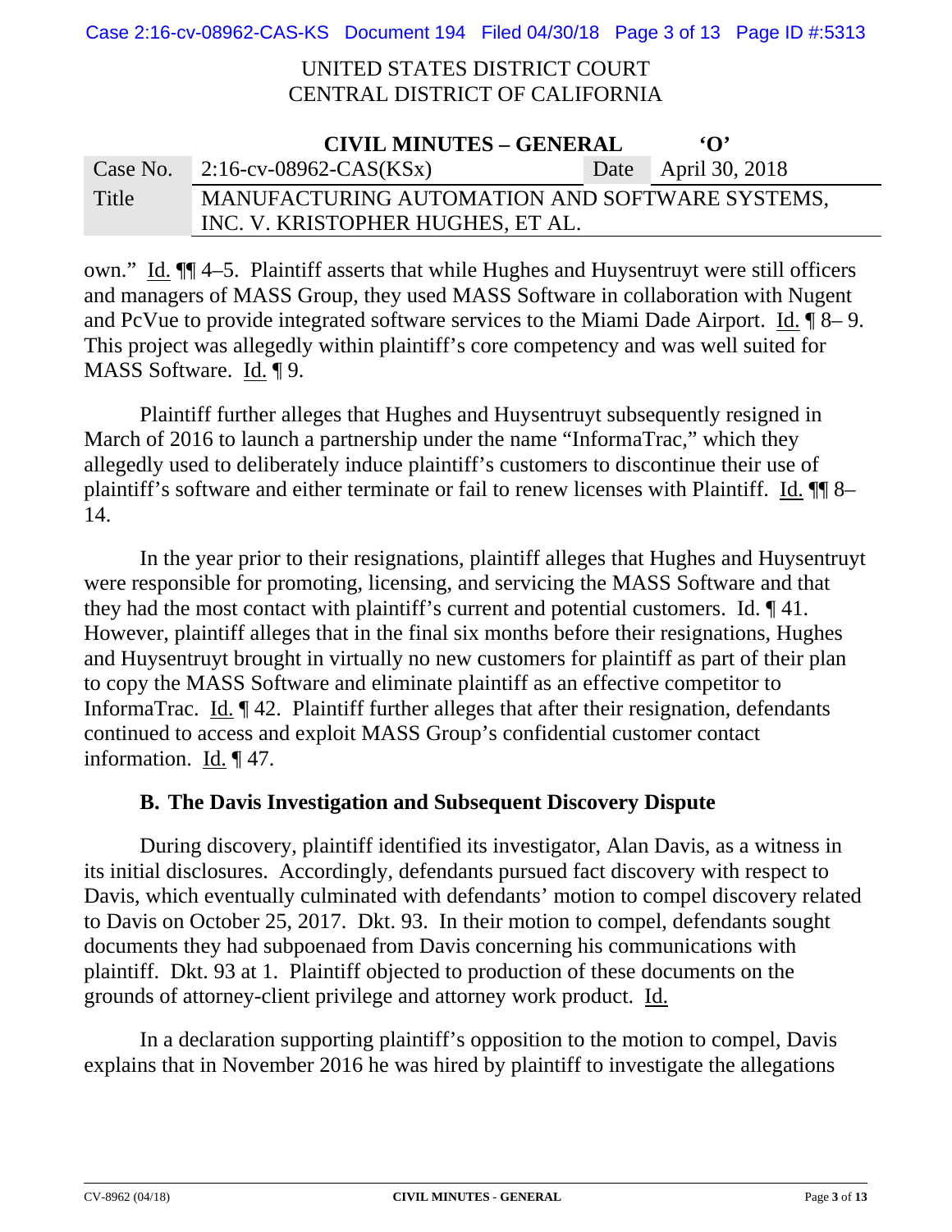own." Id. ¶¶ 4–5. Plaintiff asserts that while Hughes and Huysentruyt were still officers and managers of MASS Group, they used MASS Software in collaboration with Nugent and PcVue to provide integrated software services to the Miami Dade Airport. Id. ¶ 8– 9. This project was allegedly within plaintiff's core competency and was well suited for MASS Software. Id. ¶ 9.

Plaintiff further alleges that Hughes and Huysentruyt subsequently resigned in March of 2016 to launch a partnership under the name "InformaTrac," which they allegedly used to deliberately induce plaintiff's customers to discontinue their use of plaintiff's software and either terminate or fail to renew licenses with Plaintiff. Id. ¶¶ 8–14.

In the year prior to their resignations, plaintiff alleges that Hughes and Huysentruyt were responsible for promoting, licensing, and servicing the MASS Software and that they had the most contact with plaintiff's current and potential customers. Id. ¶ 41. However, plaintiff alleges that in the final six months before their resignations, Hughes and Huysentruyt brought in virtually no new customers for plaintiff as part of their plan to copy the MASS Software and eliminate plaintiff as an effective competitor to InformaTrac. Id. ¶ 42. Plaintiff further alleges that after their resignation, defendants continued to access and exploit MASS Group's confidential customer contact information. Id. ¶ 47.

### B. The Davis Investigation and Subsequent Discovery Dispute

During discovery, plaintiff identified its investigator, Alan Davis, as a witness in its initial disclosures. Accordingly, defendants pursued fact discovery with respect to Davis, which eventually culminated with defendants' motion to compel discovery related to Davis on October 25, 2017. Dkt. 93. In their motion to compel, defendants sought documents they had subpoenaed from Davis concerning his communications with plaintiff. Dkt. 93 at 1. Plaintiff objected to production of these documents on the grounds of attorney-client privilege and attorney work product. Id.

In a declaration supporting plaintiff's opposition to the motion to compel, Davis explains that in November 2016 he was hired by plaintiff to investigate the allegations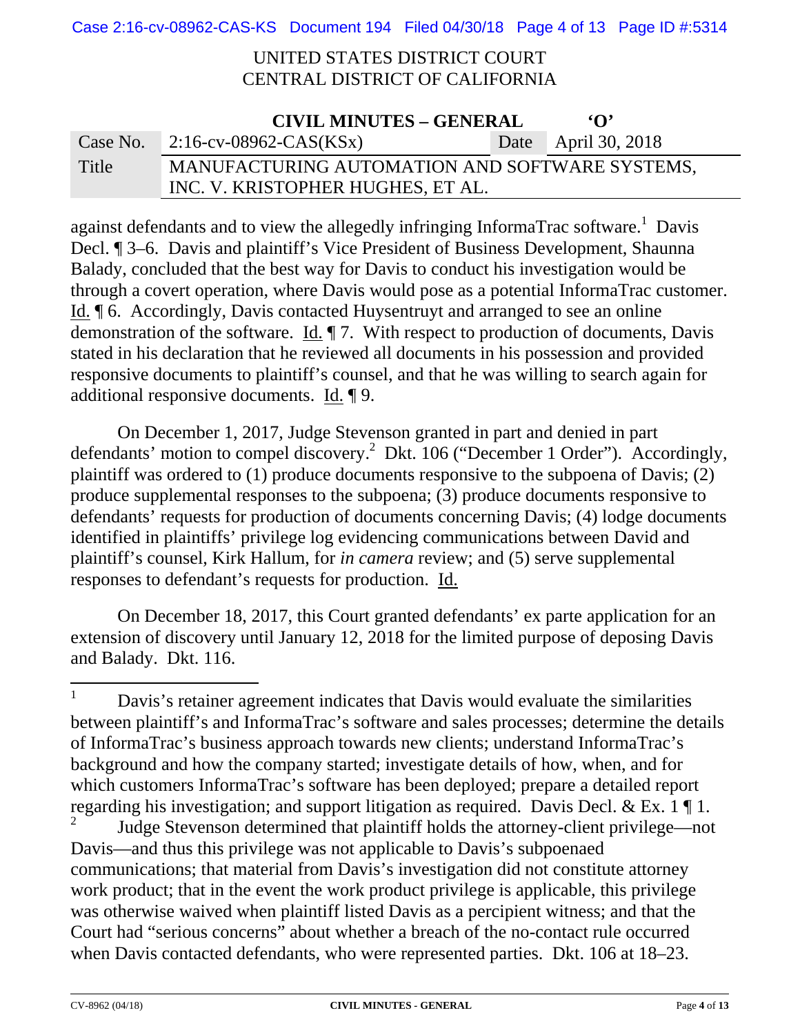against defendants and to view the allegedly infringing InformaTrac software.[1] Davis Decl. ¶ 3–6. Davis and plaintiff's Vice President of Business Development, Shaunna Balady, concluded that the best way for Davis to conduct his investigation would be through a covert operation, where Davis would pose as a potential InformaTrac customer. Id. ¶ 6. Accordingly, Davis contacted Huysentruyt and arranged to see an online demonstration of the software. Id. ¶ 7. With respect to production of documents, Davis stated in his declaration that he reviewed all documents in his possession and provided responsive documents to plaintiff's counsel, and that he was willing to search again for additional responsive documents. Id. ¶ 9.

On December 1, 2017, Judge Stevenson granted in part and denied in part defendants' motion to compel discovery.[2] Dkt. 106 ("December 1 Order"). Accordingly, plaintiff was ordered to (1) produce documents responsive to the subpoena of Davis; (2) produce supplemental responses to the subpoena; (3) produce documents responsive to defendants' requests for production of documents concerning Davis; (4) lodge documents identified in plaintiffs' privilege log evidencing communications between David and plaintiff's counsel, Kirk Hallum, for *in camera* review; and (5) serve supplemental responses to defendant's requests for production. Id.

On December 18, 2017, this Court granted defendants' ex parte application for an extension of discovery until January 12, 2018 for the limited purpose of deposing Davis and Balady. Dkt. 116.

---

[1] Davis's retainer agreement indicates that Davis would evaluate the similarities between plaintiff's and InformaTrac's software and sales processes; determine the details of InformaTrac's business approach towards new clients; understand InformaTrac's background and how the company started; investigate details of how, when, and for which customers InformaTrac's software has been deployed; prepare a detailed report regarding his investigation; and support litigation as required. Davis Decl. & Ex. 1 ¶ 1.

[2] Judge Stevenson determined that plaintiff holds the attorney-client privilege—not Davis—and thus this privilege was not applicable to Davis's subpoenaed communications; that material from Davis's investigation did not constitute attorney work product; that in the event the work product privilege is applicable, this privilege was otherwise waived when plaintiff listed Davis as a percipient witness; and that the Court had "serious concerns" about whether a breach of the no-contact rule occurred when Davis contacted defendants, who were represented parties. Dkt. 106 at 18–23.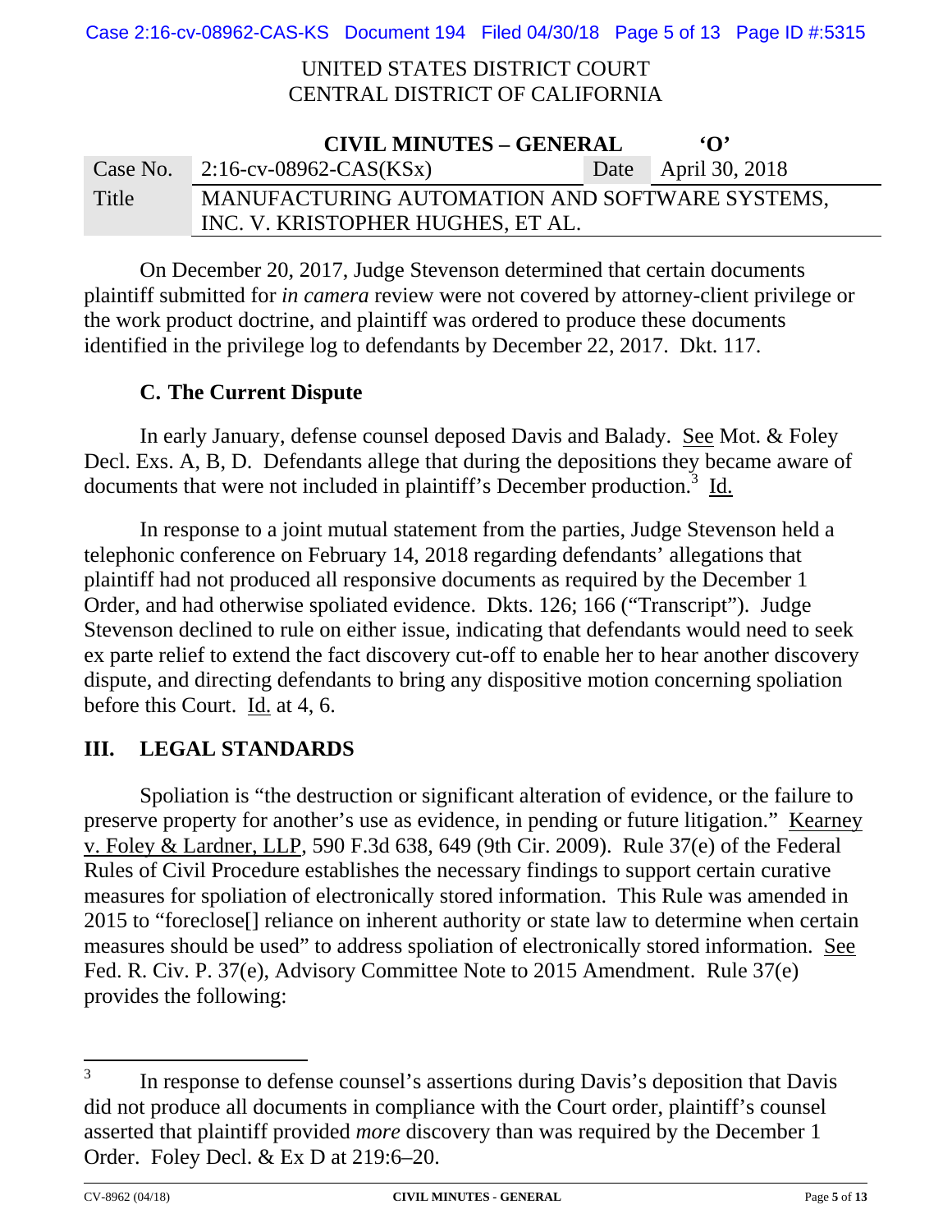On December 20, 2017, Judge Stevenson determined that certain documents plaintiff submitted for *in camera* review were not covered by attorney-client privilege or the work product doctrine, and plaintiff was ordered to produce these documents identified in the privilege log to defendants by December 22, 2017. Dkt. 117.

### C. The Current Dispute

In early January, defense counsel deposed Davis and Balady. See Mot. & Foley Decl. Exs. A, B, D. Defendants allege that during the depositions they became aware of documents that were not included in plaintiff's December production.[3] Id.

In response to a joint mutual statement from the parties, Judge Stevenson held a telephonic conference on February 14, 2018 regarding defendants' allegations that plaintiff had not produced all responsive documents as required by the December 1 Order, and had otherwise spoliated evidence. Dkts. 126; 166 ("Transcript"). Judge Stevenson declined to rule on either issue, indicating that defendants would need to seek ex parte relief to extend the fact discovery cut-off to enable her to hear another discovery dispute, and directing defendants to bring any dispositive motion concerning spoliation before this Court. Id. at 4, 6.

## III. LEGAL STANDARDS

Spoliation is "the destruction or significant alteration of evidence, or the failure to preserve property for another's use as evidence, in pending or future litigation." Kearney v. Foley & Lardner, LLP, 590 F.3d 638, 649 (9th Cir. 2009). Rule 37(e) of the Federal Rules of Civil Procedure establishes the necessary findings to support certain curative measures for spoliation of electronically stored information. This Rule was amended in 2015 to "foreclose[] reliance on inherent authority or state law to determine when certain measures should be used" to address spoliation of electronically stored information. See Fed. R. Civ. P. 37(e), Advisory Committee Note to 2015 Amendment. Rule 37(e) provides the following:

---

[3] In response to defense counsel's assertions during Davis's deposition that Davis did not produce all documents in compliance with the Court order, plaintiff's counsel asserted that plaintiff provided *more* discovery than was required by the December 1 Order. Foley Decl. & Ex D at 219:6–20.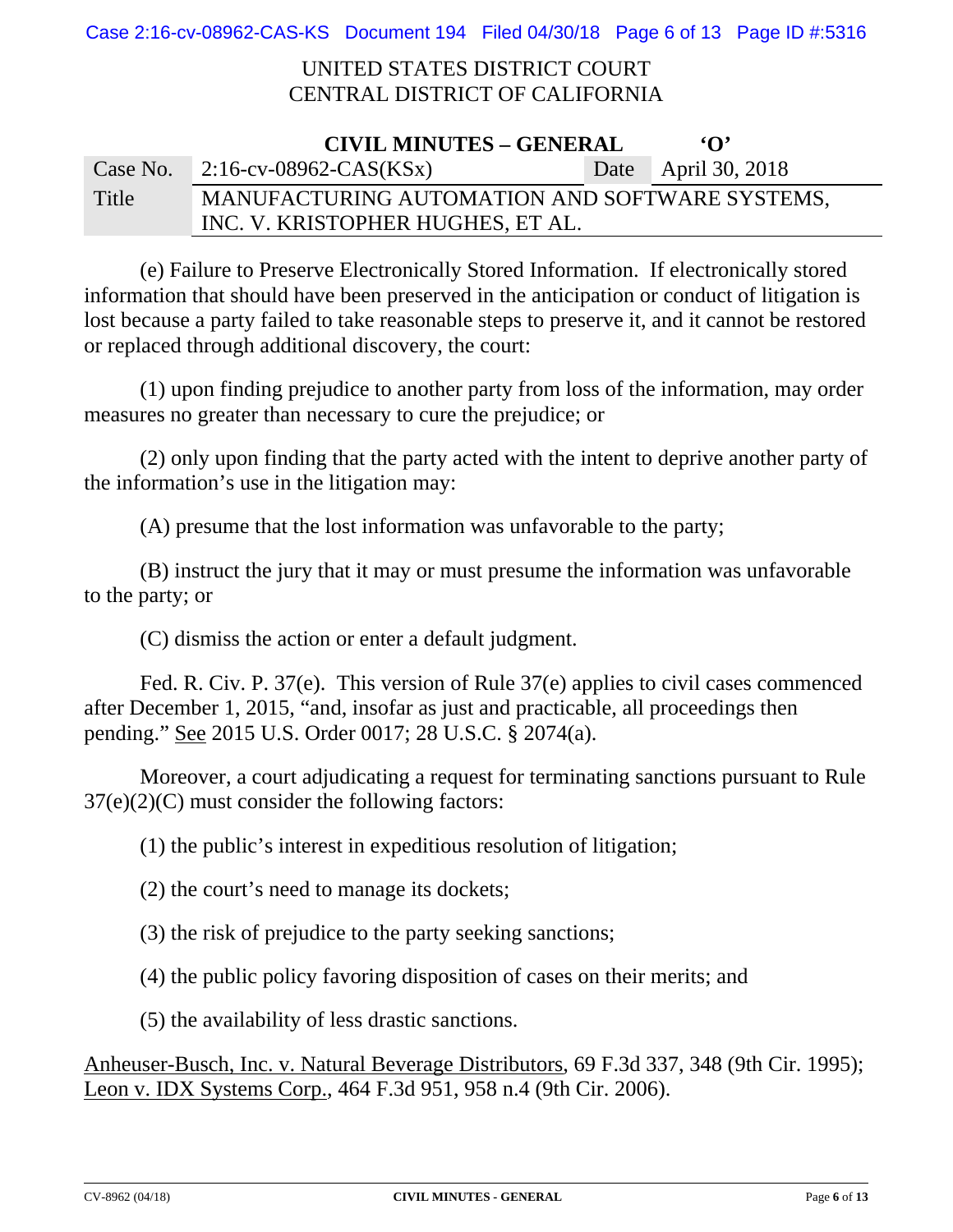(e) Failure to Preserve Electronically Stored Information. If electronically stored information that should have been preserved in the anticipation or conduct of litigation is lost because a party failed to take reasonable steps to preserve it, and it cannot be restored or replaced through additional discovery, the court:

(1) upon finding prejudice to another party from loss of the information, may order measures no greater than necessary to cure the prejudice; or

(2) only upon finding that the party acted with the intent to deprive another party of the information's use in the litigation may:

(A) presume that the lost information was unfavorable to the party;

(B) instruct the jury that it may or must presume the information was unfavorable to the party; or

(C) dismiss the action or enter a default judgment.

Fed. R. Civ. P. 37(e). This version of Rule 37(e) applies to civil cases commenced after December 1, 2015, "and, insofar as just and practicable, all proceedings then pending." See 2015 U.S. Order 0017; 28 U.S.C. § 2074(a).

Moreover, a court adjudicating a request for terminating sanctions pursuant to Rule 37(e)(2)(C) must consider the following factors:

(1) the public's interest in expeditious resolution of litigation;

(2) the court's need to manage its dockets;

(3) the risk of prejudice to the party seeking sanctions;

(4) the public policy favoring disposition of cases on their merits; and

(5) the availability of less drastic sanctions.

Anheuser-Busch, Inc. v. Natural Beverage Distributors, 69 F.3d 337, 348 (9th Cir. 1995); Leon v. IDX Systems Corp., 464 F.3d 951, 958 n.4 (9th Cir. 2006).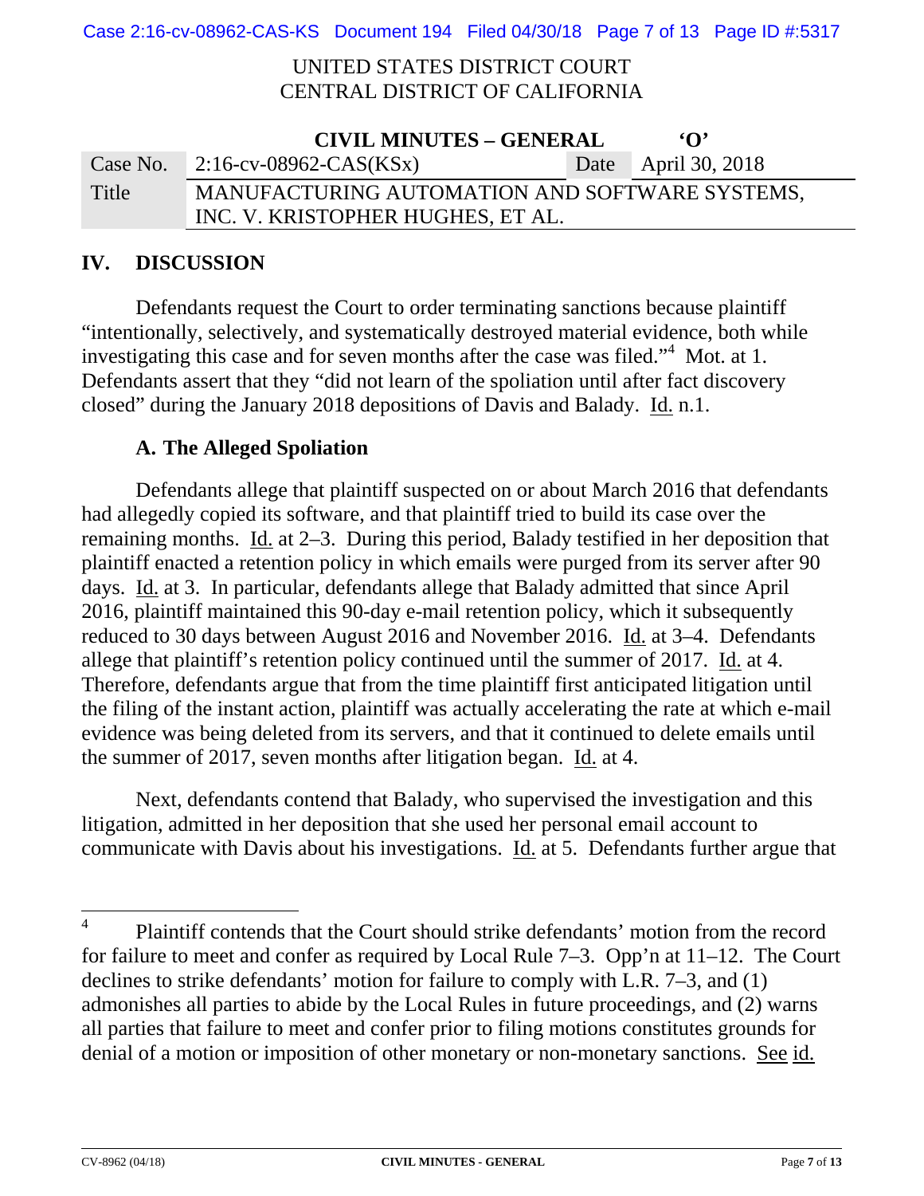## IV. DISCUSSION

Defendants request the Court to order terminating sanctions because plaintiff "intentionally, selectively, and systematically destroyed material evidence, both while investigating this case and for seven months after the case was filed."[4] Mot. at 1. Defendants assert that they "did not learn of the spoliation until after fact discovery closed" during the January 2018 depositions of Davis and Balady. Id. n.1.

### A. The Alleged Spoliation

Defendants allege that plaintiff suspected on or about March 2016 that defendants had allegedly copied its software, and that plaintiff tried to build its case over the remaining months. Id. at 2–3. During this period, Balady testified in her deposition that plaintiff enacted a retention policy in which emails were purged from its server after 90 days. Id. at 3. In particular, defendants allege that Balady admitted that since April 2016, plaintiff maintained this 90-day e-mail retention policy, which it subsequently reduced to 30 days between August 2016 and November 2016. Id. at 3–4. Defendants allege that plaintiff's retention policy continued until the summer of 2017. Id. at 4. Therefore, defendants argue that from the time plaintiff first anticipated litigation until the filing of the instant action, plaintiff was actually accelerating the rate at which e-mail evidence was being deleted from its servers, and that it continued to delete emails until the summer of 2017, seven months after litigation began. Id. at 4.

Next, defendants contend that Balady, who supervised the investigation and this litigation, admitted in her deposition that she used her personal email account to communicate with Davis about his investigations. Id. at 5. Defendants further argue that

---

[4] Plaintiff contends that the Court should strike defendants' motion from the record for failure to meet and confer as required by Local Rule 7–3. Opp'n at 11–12. The Court declines to strike defendants' motion for failure to comply with L.R. 7–3, and (1) admonishes all parties to abide by the Local Rules in future proceedings, and (2) warns all parties that failure to meet and confer prior to filing motions constitutes grounds for denial of a motion or imposition of other monetary or non-monetary sanctions. See id.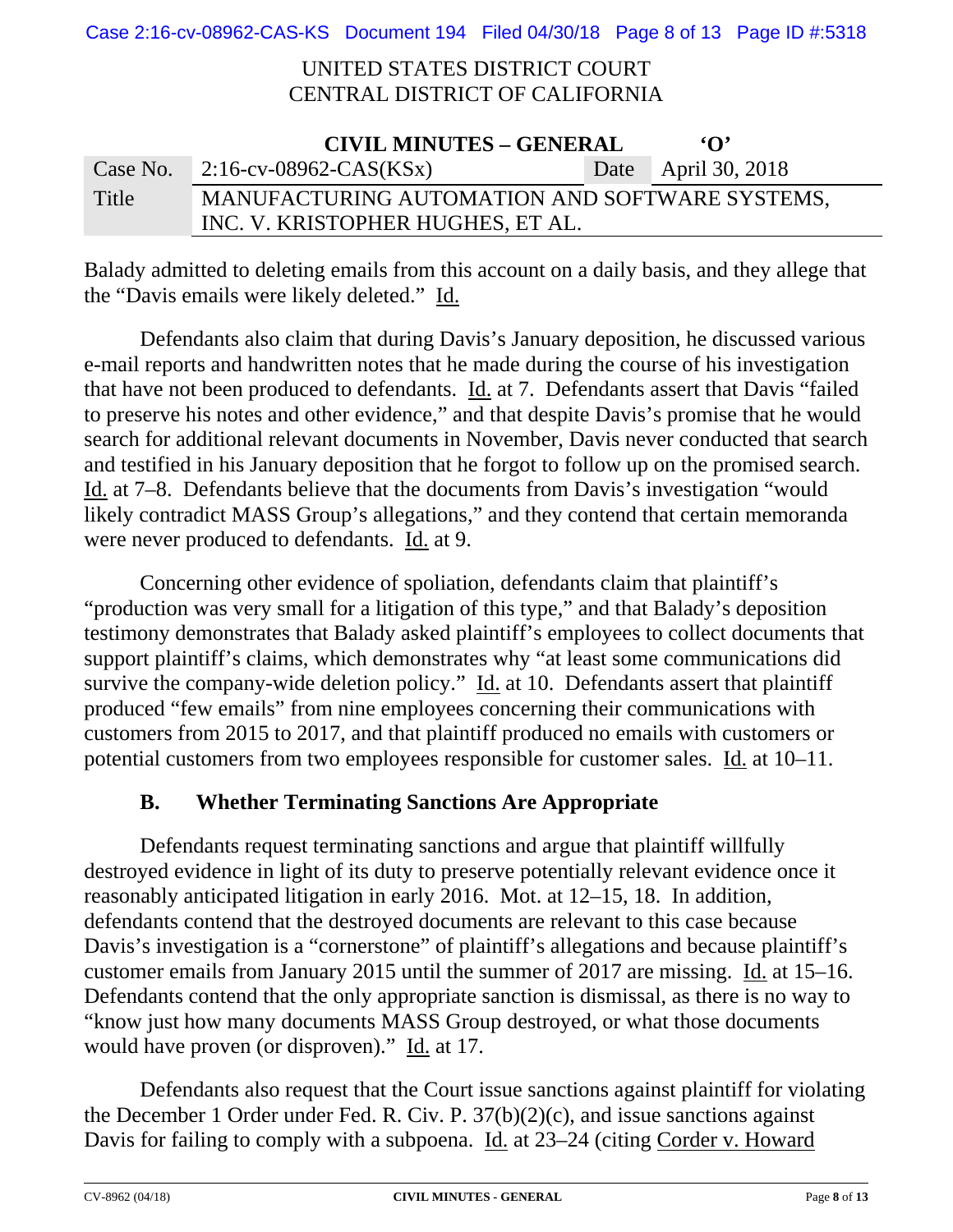Balady admitted to deleting emails from this account on a daily basis, and they allege that the "Davis emails were likely deleted." Id.

Defendants also claim that during Davis's January deposition, he discussed various e-mail reports and handwritten notes that he made during the course of his investigation that have not been produced to defendants. Id. at 7. Defendants assert that Davis "failed to preserve his notes and other evidence," and that despite Davis's promise that he would search for additional relevant documents in November, Davis never conducted that search and testified in his January deposition that he forgot to follow up on the promised search. Id. at 7–8. Defendants believe that the documents from Davis's investigation "would likely contradict MASS Group's allegations," and they contend that certain memoranda were never produced to defendants. Id. at 9.

Concerning other evidence of spoliation, defendants claim that plaintiff's "production was very small for a litigation of this type," and that Balady's deposition testimony demonstrates that Balady asked plaintiff's employees to collect documents that support plaintiff's claims, which demonstrates why "at least some communications did survive the company-wide deletion policy." Id. at 10. Defendants assert that plaintiff produced "few emails" from nine employees concerning their communications with customers from 2015 to 2017, and that plaintiff produced no emails with customers or potential customers from two employees responsible for customer sales. Id. at 10–11.

### B. Whether Terminating Sanctions Are Appropriate

Defendants request terminating sanctions and argue that plaintiff willfully destroyed evidence in light of its duty to preserve potentially relevant evidence once it reasonably anticipated litigation in early 2016. Mot. at 12–15, 18. In addition, defendants contend that the destroyed documents are relevant to this case because Davis's investigation is a "cornerstone" of plaintiff's allegations and because plaintiff's customer emails from January 2015 until the summer of 2017 are missing. Id. at 15–16. Defendants contend that the only appropriate sanction is dismissal, as there is no way to "know just how many documents MASS Group destroyed, or what those documents would have proven (or disproven)." Id. at 17.

Defendants also request that the Court issue sanctions against plaintiff for violating the December 1 Order under Fed. R. Civ. P. 37(b)(2)(c), and issue sanctions against Davis for failing to comply with a subpoena. Id. at 23–24 (citing Corder v. Howard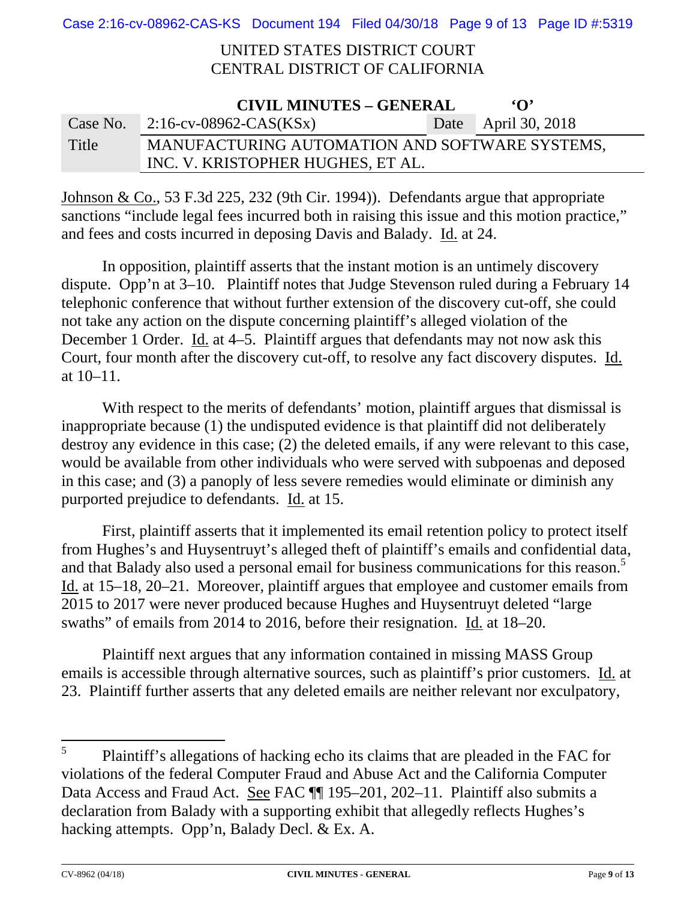Johnson & Co., 53 F.3d 225, 232 (9th Cir. 1994)). Defendants argue that appropriate sanctions "include legal fees incurred both in raising this issue and this motion practice," and fees and costs incurred in deposing Davis and Balady. Id. at 24.

In opposition, plaintiff asserts that the instant motion is an untimely discovery dispute. Opp'n at 3–10. Plaintiff notes that Judge Stevenson ruled during a February 14 telephonic conference that without further extension of the discovery cut-off, she could not take any action on the dispute concerning plaintiff's alleged violation of the December 1 Order. Id. at 4–5. Plaintiff argues that defendants may not now ask this Court, four month after the discovery cut-off, to resolve any fact discovery disputes. Id. at 10–11.

With respect to the merits of defendants' motion, plaintiff argues that dismissal is inappropriate because (1) the undisputed evidence is that plaintiff did not deliberately destroy any evidence in this case; (2) the deleted emails, if any were relevant to this case, would be available from other individuals who were served with subpoenas and deposed in this case; and (3) a panoply of less severe remedies would eliminate or diminish any purported prejudice to defendants. Id. at 15.

First, plaintiff asserts that it implemented its email retention policy to protect itself from Hughes's and Huysentruyt's alleged theft of plaintiff's emails and confidential data, and that Balady also used a personal email for business communications for this reason.[5] Id. at 15–18, 20–21. Moreover, plaintiff argues that employee and customer emails from 2015 to 2017 were never produced because Hughes and Huysentruyt deleted "large swaths" of emails from 2014 to 2016, before their resignation. Id. at 18–20.

Plaintiff next argues that any information contained in missing MASS Group emails is accessible through alternative sources, such as plaintiff's prior customers. Id. at 23. Plaintiff further asserts that any deleted emails are neither relevant nor exculpatory,

---

[5] Plaintiff's allegations of hacking echo its claims that are pleaded in the FAC for violations of the federal Computer Fraud and Abuse Act and the California Computer Data Access and Fraud Act. See FAC ¶¶ 195–201, 202–11. Plaintiff also submits a declaration from Balady with a supporting exhibit that allegedly reflects Hughes's hacking attempts. Opp'n, Balady Decl. & Ex. A.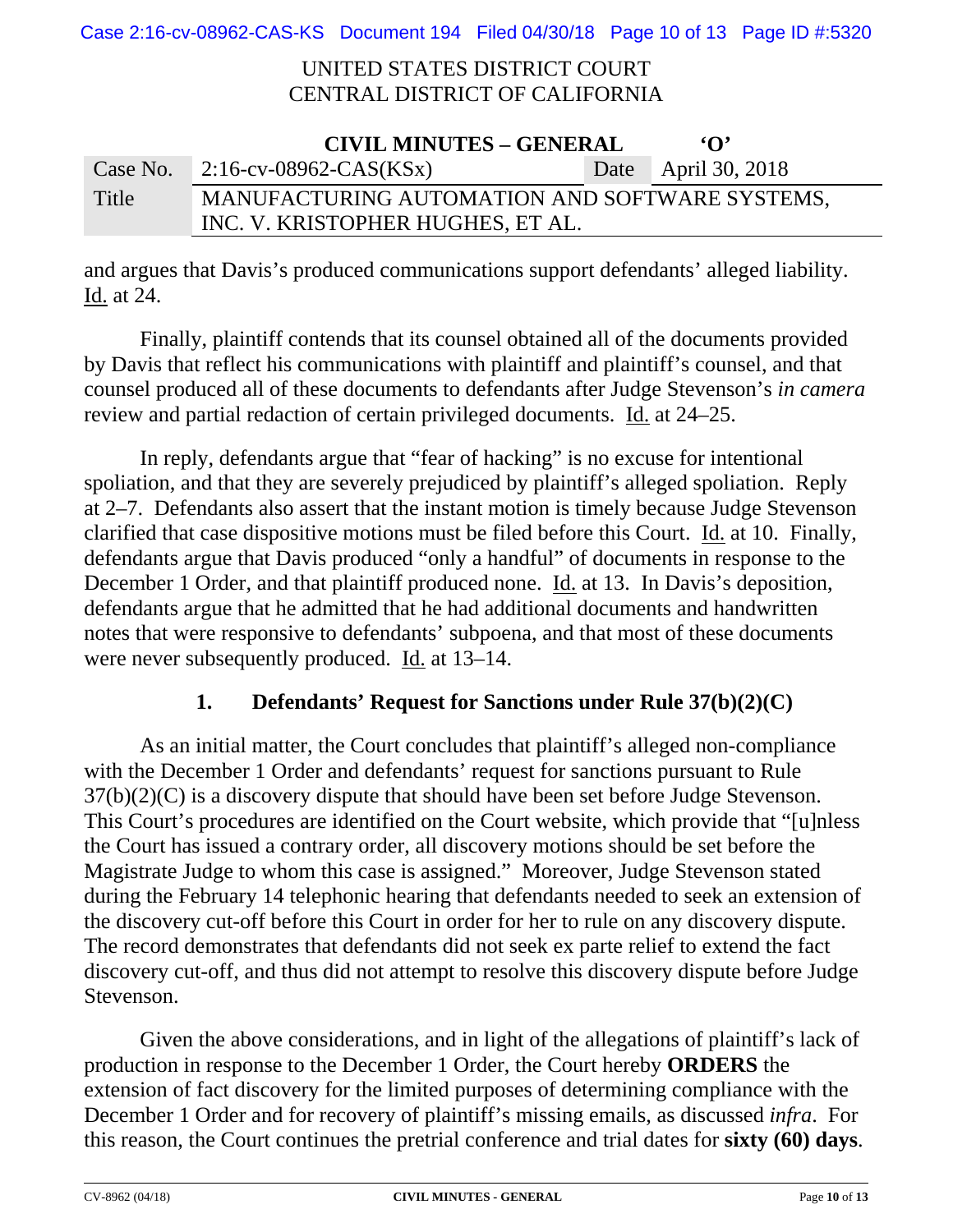and argues that Davis's produced communications support defendants' alleged liability. Id. at 24.

Finally, plaintiff contends that its counsel obtained all of the documents provided by Davis that reflect his communications with plaintiff and plaintiff's counsel, and that counsel produced all of these documents to defendants after Judge Stevenson's *in camera* review and partial redaction of certain privileged documents. Id. at 24–25.

In reply, defendants argue that "fear of hacking" is no excuse for intentional spoliation, and that they are severely prejudiced by plaintiff's alleged spoliation. Reply at 2–7. Defendants also assert that the instant motion is timely because Judge Stevenson clarified that case dispositive motions must be filed before this Court. Id. at 10. Finally, defendants argue that Davis produced "only a handful" of documents in response to the December 1 Order, and that plaintiff produced none. Id. at 13. In Davis's deposition, defendants argue that he admitted that he had additional documents and handwritten notes that were responsive to defendants' subpoena, and that most of these documents were never subsequently produced. Id. at 13–14.

### 1. Defendants' Request for Sanctions under Rule 37(b)(2)(C)

As an initial matter, the Court concludes that plaintiff's alleged non-compliance with the December 1 Order and defendants' request for sanctions pursuant to Rule 37(b)(2)(C) is a discovery dispute that should have been set before Judge Stevenson. This Court's procedures are identified on the Court website, which provide that "[u]nless the Court has issued a contrary order, all discovery motions should be set before the Magistrate Judge to whom this case is assigned." Moreover, Judge Stevenson stated during the February 14 telephonic hearing that defendants needed to seek an extension of the discovery cut-off before this Court in order for her to rule on any discovery dispute. The record demonstrates that defendants did not seek ex parte relief to extend the fact discovery cut-off, and thus did not attempt to resolve this discovery dispute before Judge Stevenson.

Given the above considerations, and in light of the allegations of plaintiff's lack of production in response to the December 1 Order, the Court hereby **ORDERS** the extension of fact discovery for the limited purposes of determining compliance with the December 1 Order and for recovery of plaintiff's missing emails, as discussed *infra*. For this reason, the Court continues the pretrial conference and trial dates for **sixty (60) days**.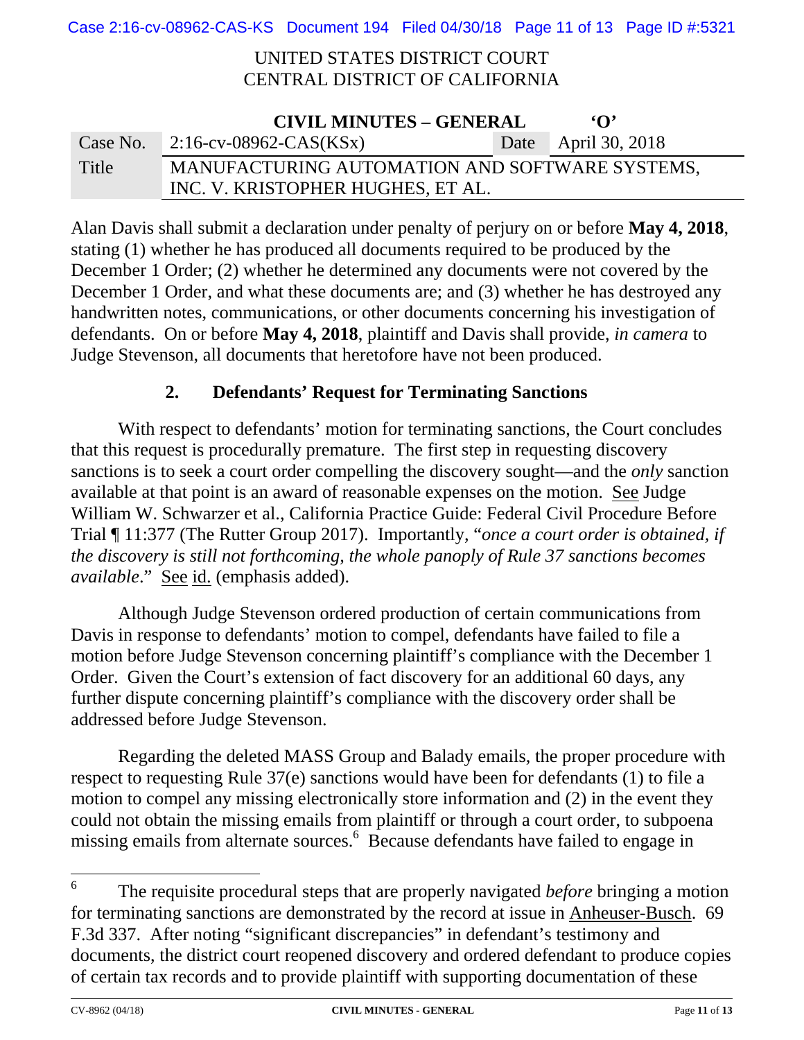Alan Davis shall submit a declaration under penalty of perjury on or before **May 4, 2018**, stating (1) whether he has produced all documents required to be produced by the December 1 Order; (2) whether he determined any documents were not covered by the December 1 Order, and what these documents are; and (3) whether he has destroyed any handwritten notes, communications, or other documents concerning his investigation of defendants. On or before **May 4, 2018**, plaintiff and Davis shall provide, *in camera* to Judge Stevenson, all documents that heretofore have not been produced.

### 2. Defendants' Request for Terminating Sanctions

With respect to defendants' motion for terminating sanctions, the Court concludes that this request is procedurally premature. The first step in requesting discovery sanctions is to seek a court order compelling the discovery sought—and the *only* sanction available at that point is an award of reasonable expenses on the motion. See Judge William W. Schwarzer et al., California Practice Guide: Federal Civil Procedure Before Trial ¶ 11:377 (The Rutter Group 2017). Importantly, "*once a court order is obtained, if the discovery is still not forthcoming, the whole panoply of Rule 37 sanctions becomes available*." See id. (emphasis added).

Although Judge Stevenson ordered production of certain communications from Davis in response to defendants' motion to compel, defendants have failed to file a motion before Judge Stevenson concerning plaintiff's compliance with the December 1 Order. Given the Court's extension of fact discovery for an additional 60 days, any further dispute concerning plaintiff's compliance with the discovery order shall be addressed before Judge Stevenson.

Regarding the deleted MASS Group and Balady emails, the proper procedure with respect to requesting Rule 37(e) sanctions would have been for defendants (1) to file a motion to compel any missing electronically store information and (2) in the event they could not obtain the missing emails from plaintiff or through a court order, to subpoena missing emails from alternate sources.[6] Because defendants have failed to engage in

---

[6] The requisite procedural steps that are properly navigated *before* bringing a motion for terminating sanctions are demonstrated by the record at issue in Anheuser-Busch. 69 F.3d 337. After noting "significant discrepancies" in defendant's testimony and documents, the district court reopened discovery and ordered defendant to produce copies of certain tax records and to provide plaintiff with supporting documentation of these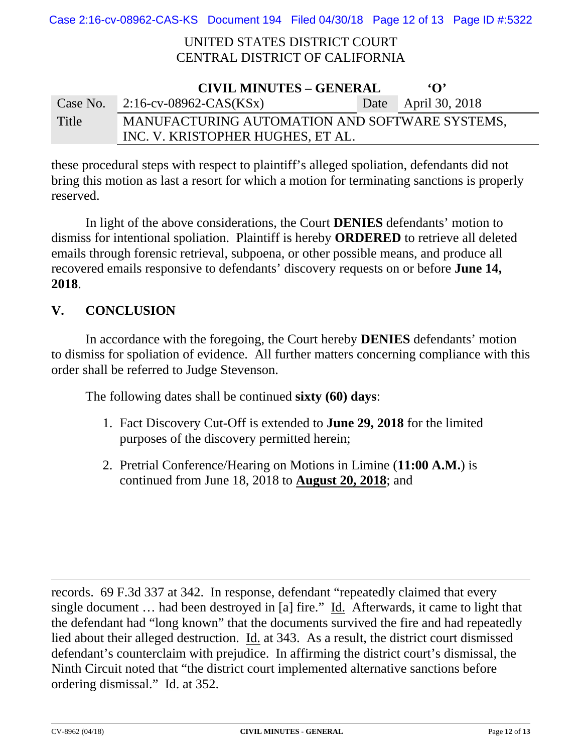these procedural steps with respect to plaintiff's alleged spoliation, defendants did not bring this motion as last a resort for which a motion for terminating sanctions is properly reserved.

In light of the above considerations, the Court **DENIES** defendants' motion to dismiss for intentional spoliation. Plaintiff is hereby **ORDERED** to retrieve all deleted emails through forensic retrieval, subpoena, or other possible means, and produce all recovered emails responsive to defendants' discovery requests on or before **June 14, 2018**.

## V. CONCLUSION

In accordance with the foregoing, the Court hereby **DENIES** defendants' motion to dismiss for spoliation of evidence. All further matters concerning compliance with this order shall be referred to Judge Stevenson.

The following dates shall be continued **sixty (60) days**:

1. Fact Discovery Cut-Off is extended to **June 29, 2018** for the limited purposes of the discovery permitted herein;
2. Pretrial Conference/Hearing on Motions in Limine (**11:00 A.M.**) is continued from June 18, 2018 to **August 20, 2018**; and

---

records. 69 F.3d 337 at 342. In response, defendant "repeatedly claimed that every single document … had been destroyed in [a] fire." Id. Afterwards, it came to light that the defendant had "long known" that the documents survived the fire and had repeatedly lied about their alleged destruction. Id. at 343. As a result, the district court dismissed defendant's counterclaim with prejudice. In affirming the district court's dismissal, the Ninth Circuit noted that "the district court implemented alternative sanctions before ordering dismissal." Id. at 352.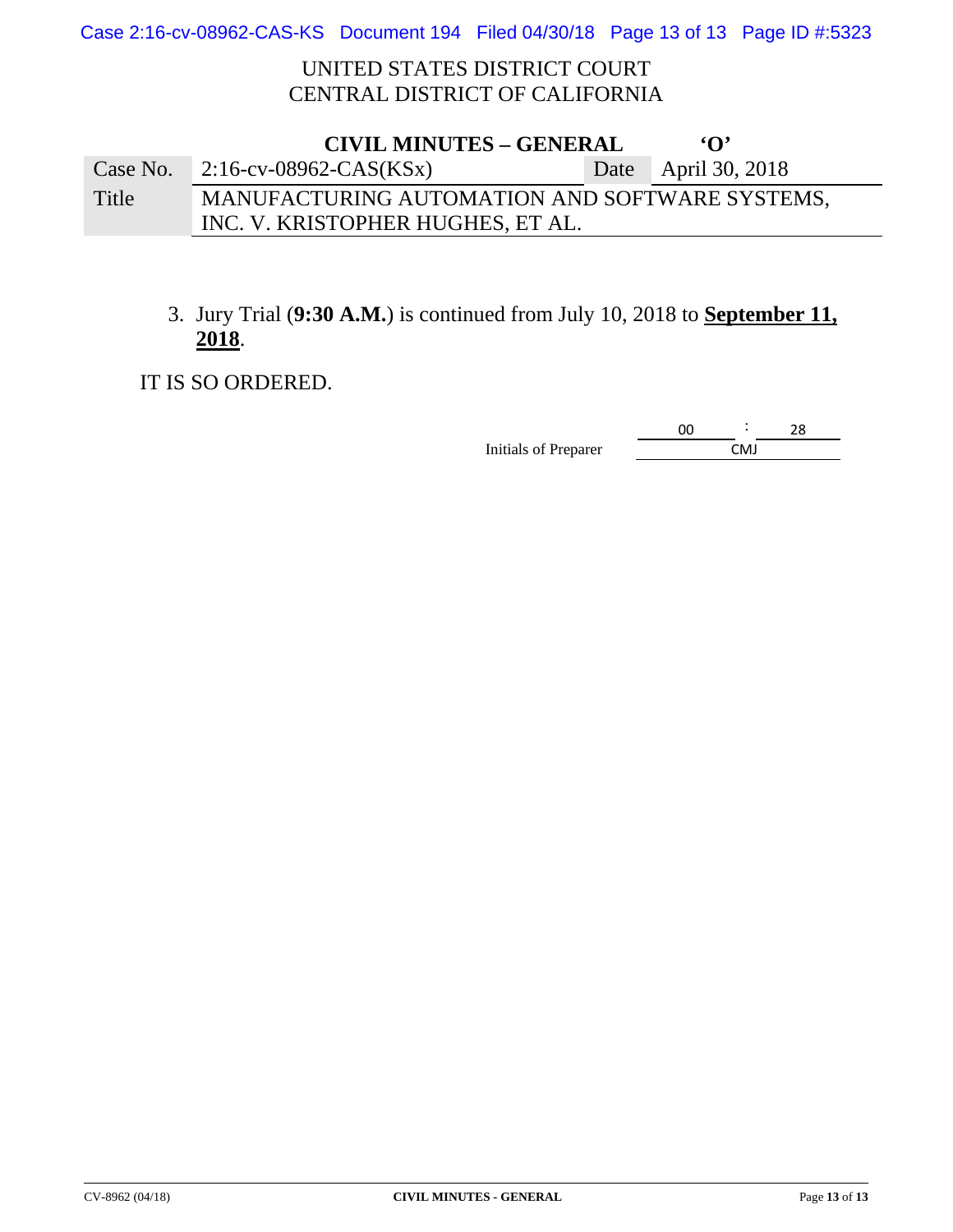UNITED STATES DISTRICT COURT
CENTRAL DISTRICT OF CALIFORNIA

**CIVIL MINUTES – GENERAL** **'O'**

| | | | |
|---|---|---|---|
| Case No. | 2:16-cv-08962-CAS(KSx) | Date | April 30, 2018 |
| Title | MANUFACTURING AUTOMATION AND SOFTWARE SYSTEMS, INC. V. KRISTOPHER HUGHES, ET AL. | | |

3. Jury Trial (**9:30 A.M.**) is continued from July 10, 2018 to **September 11, 2018**.

IT IS SO ORDERED.

| | | | |
|---|---|---|---|
| | 00 | : | 28 |
| Initials of Preparer | CMJ | | |